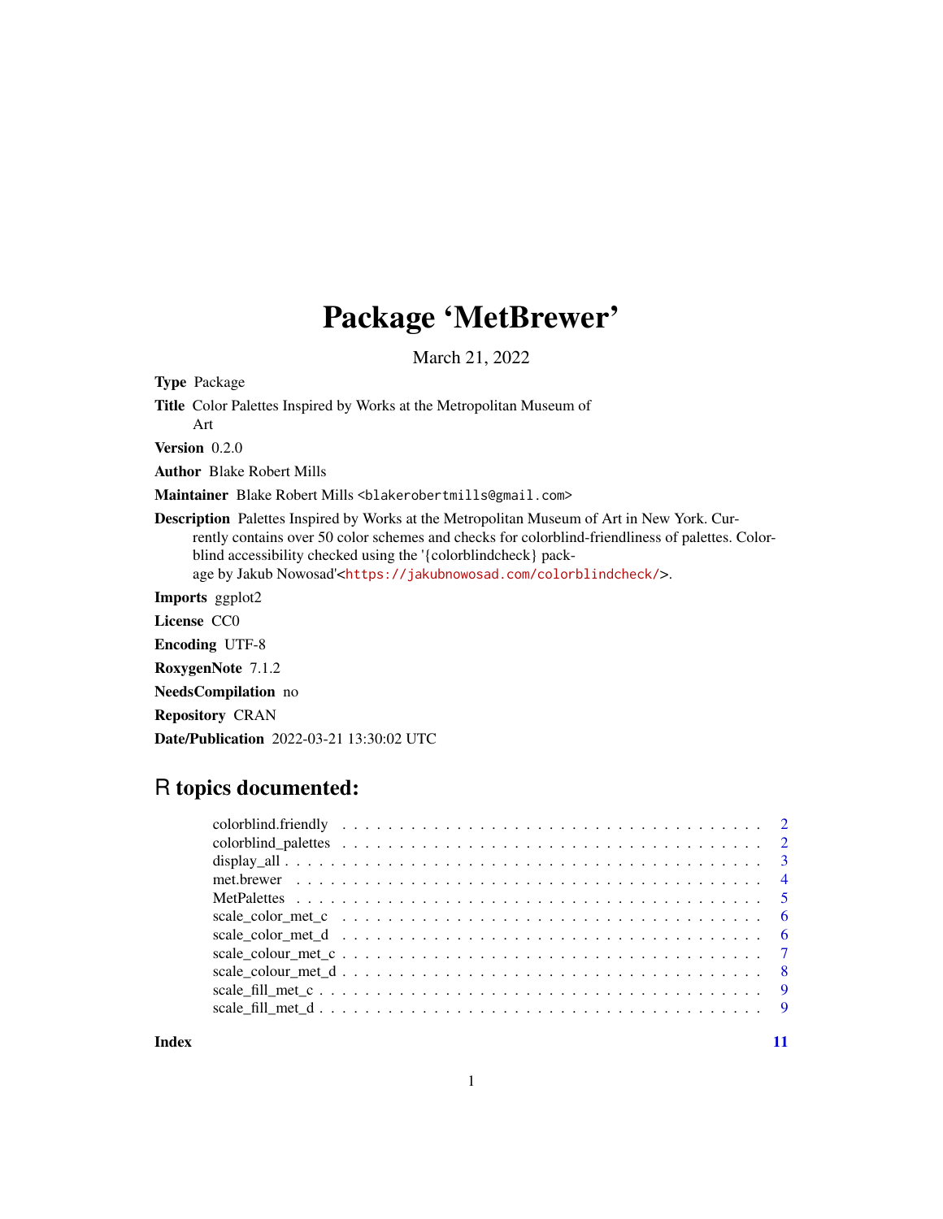# Package 'MetBrewer'

March 21, 2022

**Type** Package

**Title** Color Palettes Inspired by Works at the Metropolitan Museum of Art

**Version** 0.2.0

**Author** Blake Robert Mills

**Maintainer** Blake Robert Mills <blakerobertmills@gmail.com>

**Description** Palettes Inspired by Works at the Metropolitan Museum of Art in New York. Currently contains over 50 color schemes and checks for colorblind-friendliness of palettes. Colorblind accessibility checked using the '{colorblindcheck} package by Jakub Nowosad'<https://jakubnowosad.com/colorblindcheck/>.

**Imports** ggplot2

**License** CC0

**Encoding** UTF-8

**RoxygenNote** 7.1.2

**NeedsCompilation** no

**Repository** CRAN

**Date/Publication** 2022-03-21 13:30:02 UTC

## R topics documented:

| | |
|---|---|
| colorblind.friendly | 2 |
| colorblind_palettes | 2 |
| display_all | 3 |
| met.brewer | 4 |
| MetPalettes | 5 |
| scale_color_met_c | 6 |
| scale_color_met_d | 6 |
| scale_colour_met_c | 7 |
| scale_colour_met_d | 8 |
| scale_fill_met_c | 9 |
| scale_fill_met_d | 9 |
| **Index** | **11** |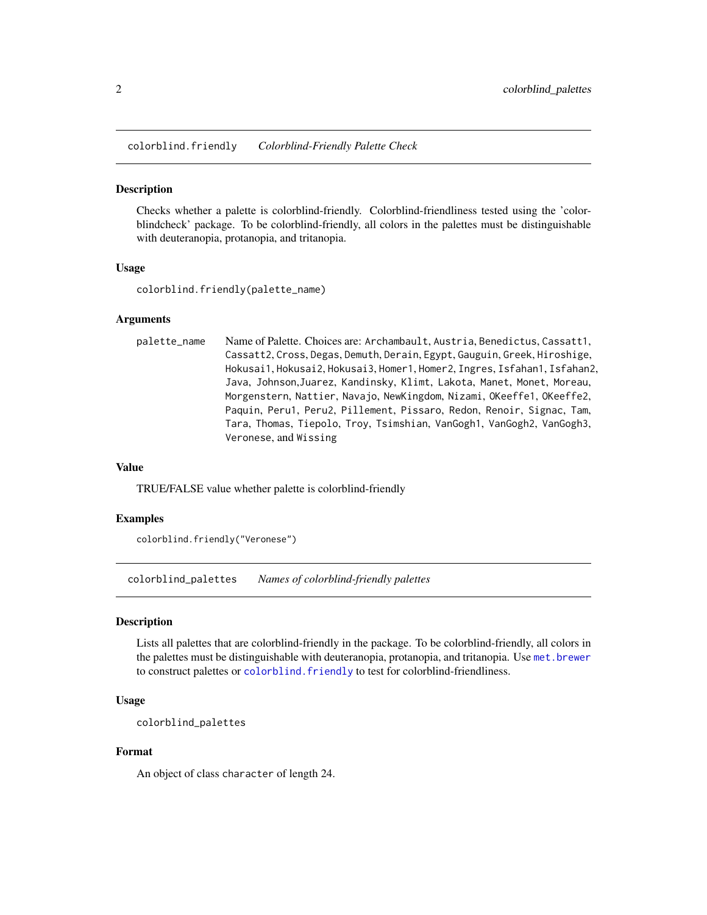## colorblind.friendly *Colorblind-Friendly Palette Check*

### Description

Checks whether a palette is colorblind-friendly. Colorblind-friendliness tested using the 'colorblindcheck' package. To be colorblind-friendly, all colors in the palettes must be distinguishable with deuteranopia, protanopia, and tritanopia.

### Usage

```
colorblind.friendly(palette_name)
```

### Arguments

| | |
|---|---|
| palette_name | Name of Palette. Choices are: Archambault, Austria, Benedictus, Cassatt1, Cassatt2, Cross, Degas, Demuth, Derain, Egypt, Gauguin, Greek, Hiroshige, Hokusai1, Hokusai2, Hokusai3, Homer1, Homer2, Ingres, Isfahan1, Isfahan2, Java, Johnson,Juarez, Kandinsky, Klimt, Lakota, Manet, Monet, Moreau, Morgenstern, Nattier, Navajo, NewKingdom, Nizami, OKeeffe1, OKeeffe2, Paquin, Peru1, Peru2, Pillement, Pissaro, Redon, Renoir, Signac, Tam, Tara, Thomas, Tiepolo, Troy, Tsimshian, VanGogh1, VanGogh2, VanGogh3, Veronese, and Wissing |

### Value

TRUE/FALSE value whether palette is colorblind-friendly

### Examples

```
colorblind.friendly("Veronese")
```

## colorblind_palettes *Names of colorblind-friendly palettes*

### Description

Lists all palettes that are colorblind-friendly in the package. To be colorblind-friendly, all colors in the palettes must be distinguishable with deuteranopia, protanopia, and tritanopia. Use met.brewer to construct palettes or colorblind.friendly to test for colorblind-friendliness.

### Usage

```
colorblind_palettes
```

### Format

An object of class character of length 24.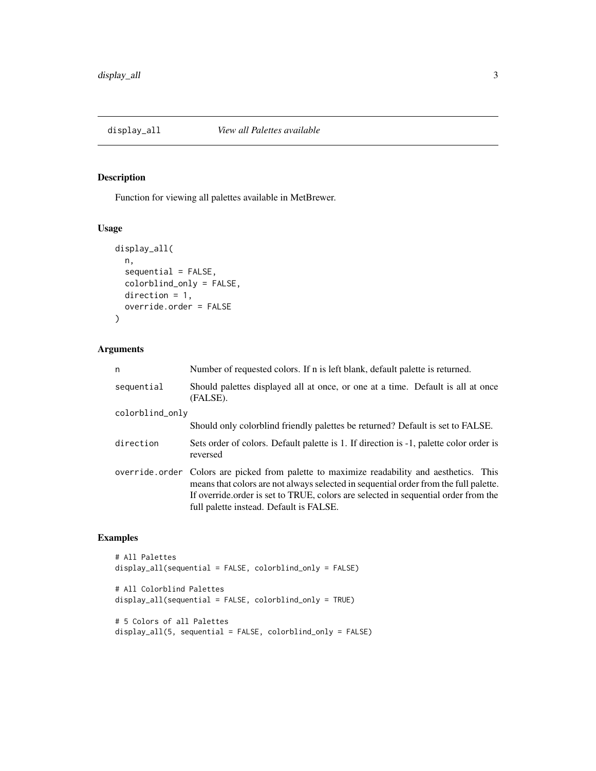## display_all *View all Palettes available*

### Description

Function for viewing all palettes available in MetBrewer.

### Usage

```
display_all(
  n,
  sequential = FALSE,
  colorblind_only = FALSE,
  direction = 1,
  override.order = FALSE
)
```

### Arguments

| Argument | Description |
| --- | --- |
| n | Number of requested colors. If n is left blank, default palette is returned. |
| sequential | Should palettes displayed all at once, or one at a time. Default is all at once (FALSE). |
| colorblind_only | Should only colorblind friendly palettes be returned? Default is set to FALSE. |
| direction | Sets order of colors. Default palette is 1. If direction is -1, palette color order is reversed |
| override.order | Colors are picked from palette to maximize readability and aesthetics. This means that colors are not always selected in sequential order from the full palette. If override.order is set to TRUE, colors are selected in sequential order from the full palette instead. Default is FALSE. |

### Examples

```
# All Palettes
display_all(sequential = FALSE, colorblind_only = FALSE)

# All Colorblind Palettes
display_all(sequential = FALSE, colorblind_only = TRUE)

# 5 Colors of all Palettes
display_all(5, sequential = FALSE, colorblind_only = FALSE)
```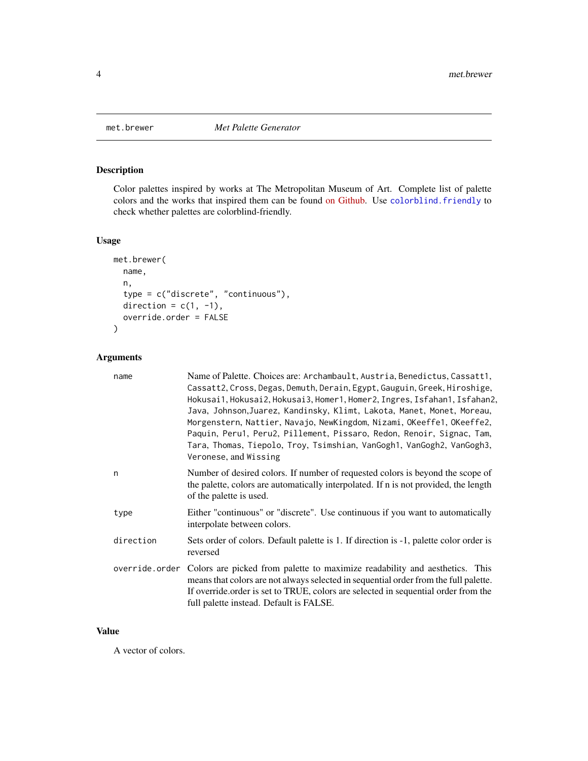`met.brewer` *Met Palette Generator*

## Description

Color palettes inspired by works at The Metropolitan Museum of Art. Complete list of palette colors and the works that inspired them can be found on Github. Use `colorblind.friendly` to check whether palettes are colorblind-friendly.

## Usage

```
met.brewer(
  name,
  n,
  type = c("discrete", "continuous"),
  direction = c(1, -1),
  override.order = FALSE
)
```

## Arguments

| | |
|---|---|
| `name` | Name of Palette. Choices are: `Archambault`, `Austria`, `Benedictus`, `Cassatt1`, `Cassatt2`, `Cross`, `Degas`, `Demuth`, `Derain`, `Egypt`, `Gauguin`, `Greek`, `Hiroshige`, `Hokusai1`, `Hokusai2`, `Hokusai3`, `Homer1`, `Homer2`, `Ingres`, `Isfahan1`, `Isfahan2`, `Java`, `Johnson`,`Juarez`, `Kandinsky`, `Klimt`, `Lakota`, `Manet`, `Monet`, `Moreau`, `Morgenstern`, `Nattier`, `Navajo`, `NewKingdom`, `Nizami`, `OKeeffe1`, `OKeeffe2`, `Paquin`, `Peru1`, `Peru2`, `Pillement`, `Pissaro`, `Redon`, `Renoir`, `Signac`, `Tam`, `Tara`, `Thomas`, `Tiepolo`, `Troy`, `Tsimshian`, `VanGogh1`, `VanGogh2`, `VanGogh3`, `Veronese`, and `Wissing` |
| `n` | Number of desired colors. If number of requested colors is beyond the scope of the palette, colors are automatically interpolated. If n is not provided, the length of the palette is used. |
| `type` | Either "continuous" or "discrete". Use continuous if you want to automatically interpolate between colors. |
| `direction` | Sets order of colors. Default palette is 1. If direction is -1, palette color order is reversed |
| `override.order` | Colors are picked from palette to maximize readability and aesthetics. This means that colors are not always selected in sequential order from the full palette. If override.order is set to TRUE, colors are selected in sequential order from the full palette instead. Default is FALSE. |

## Value

A vector of colors.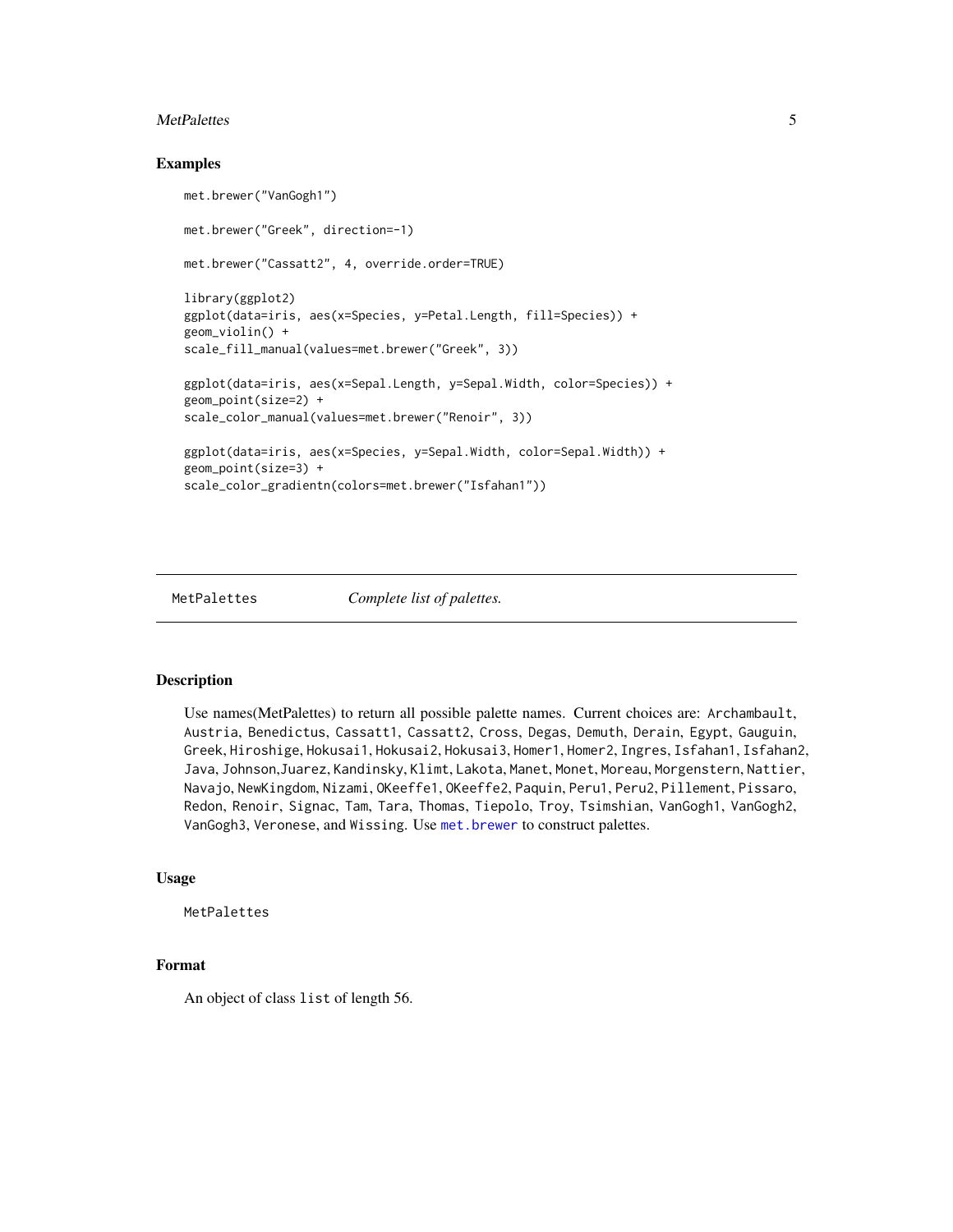## Examples

```
met.brewer("VanGogh1")

met.brewer("Greek", direction=-1)

met.brewer("Cassatt2", 4, override.order=TRUE)

library(ggplot2)
ggplot(data=iris, aes(x=Species, y=Petal.Length, fill=Species)) +
geom_violin() +
scale_fill_manual(values=met.brewer("Greek", 3))

ggplot(data=iris, aes(x=Sepal.Length, y=Sepal.Width, color=Species)) +
geom_point(size=2) +
scale_color_manual(values=met.brewer("Renoir", 3))

ggplot(data=iris, aes(x=Species, y=Sepal.Width, color=Sepal.Width)) +
geom_point(size=3) +
scale_color_gradientn(colors=met.brewer("Isfahan1"))
```

---

MetPalettes *Complete list of palettes.*

---

## Description

Use names(MetPalettes) to return all possible palette names. Current choices are: Archambault, Austria, Benedictus, Cassatt1, Cassatt2, Cross, Degas, Demuth, Derain, Egypt, Gauguin, Greek, Hiroshige, Hokusai1, Hokusai2, Hokusai3, Homer1, Homer2, Ingres, Isfahan1, Isfahan2, Java, Johnson,Juarez, Kandinsky, Klimt, Lakota, Manet, Monet, Moreau, Morgenstern, Nattier, Navajo, NewKingdom, Nizami, OKeeffe1, OKeeffe2, Paquin, Peru1, Peru2, Pillement, Pissaro, Redon, Renoir, Signac, Tam, Tara, Thomas, Tiepolo, Troy, Tsimshian, VanGogh1, VanGogh2, VanGogh3, Veronese, and Wissing. Use met.brewer to construct palettes.

## Usage

```
MetPalettes
```

## Format

An object of class list of length 56.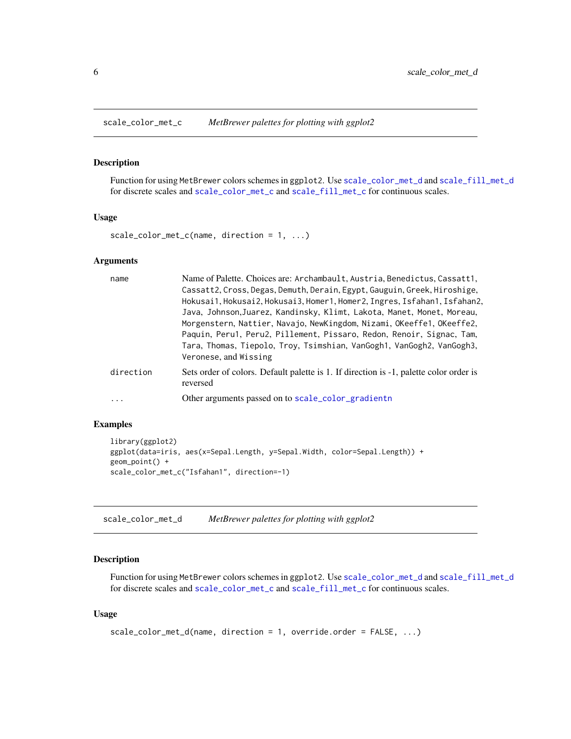## scale_color_met_c *MetBrewer palettes for plotting with ggplot2*

### Description

Function for using MetBrewer colors schemes in ggplot2. Use scale_color_met_d and scale_fill_met_d for discrete scales and scale_color_met_c and scale_fill_met_c for continuous scales.

### Usage

```
scale_color_met_c(name, direction = 1, ...)
```

### Arguments

| | |
|---|---|
| name | Name of Palette. Choices are: Archambault, Austria, Benedictus, Cassatt1, Cassatt2, Cross, Degas, Demuth, Derain, Egypt, Gauguin, Greek, Hiroshige, Hokusai1, Hokusai2, Hokusai3, Homer1, Homer2, Ingres, Isfahan1, Isfahan2, Java, Johnson,Juarez, Kandinsky, Klimt, Lakota, Manet, Monet, Moreau, Morgenstern, Nattier, Navajo, NewKingdom, Nizami, OKeeffe1, OKeeffe2, Paquin, Peru1, Peru2, Pillement, Pissaro, Redon, Renoir, Signac, Tam, Tara, Thomas, Tiepolo, Troy, Tsimshian, VanGogh1, VanGogh2, VanGogh3, Veronese, and Wissing |
| direction | Sets order of colors. Default palette is 1. If direction is -1, palette color order is reversed |
| ... | Other arguments passed on to scale_color_gradientn |

### Examples

```
library(ggplot2)
ggplot(data=iris, aes(x=Sepal.Length, y=Sepal.Width, color=Sepal.Length)) +
geom_point() +
scale_color_met_c("Isfahan1", direction=-1)
```

## scale_color_met_d *MetBrewer palettes for plotting with ggplot2*

### Description

Function for using MetBrewer colors schemes in ggplot2. Use scale_color_met_d and scale_fill_met_d for discrete scales and scale_color_met_c and scale_fill_met_c for continuous scales.

### Usage

```
scale_color_met_d(name, direction = 1, override.order = FALSE, ...)
```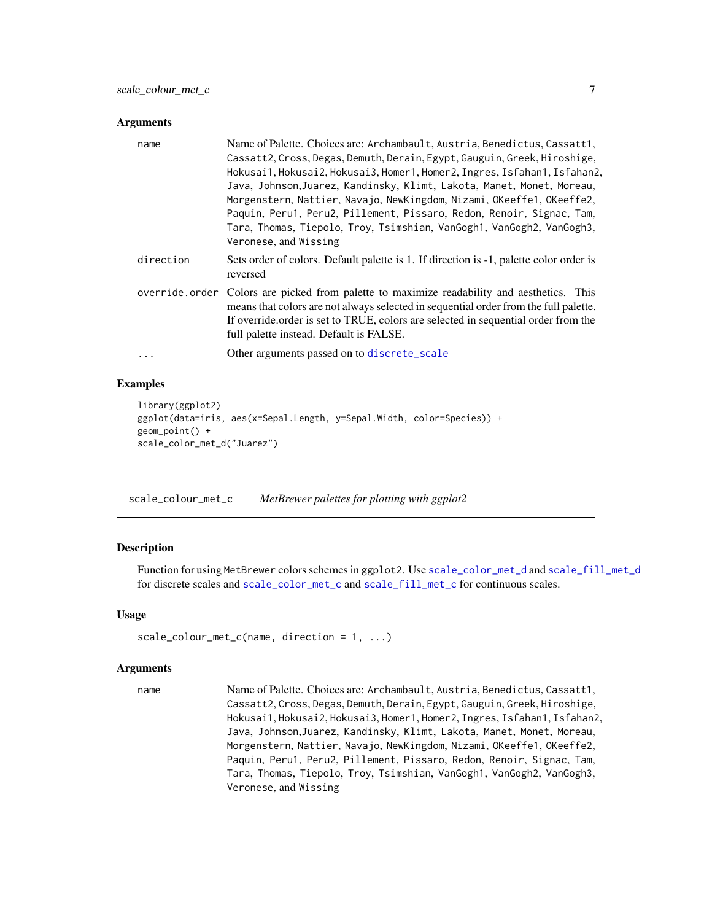### Arguments

| | |
|---|---|
| name | Name of Palette. Choices are: Archambault, Austria, Benedictus, Cassatt1, Cassatt2, Cross, Degas, Demuth, Derain, Egypt, Gauguin, Greek, Hiroshige, Hokusai1, Hokusai2, Hokusai3, Homer1, Homer2, Ingres, Isfahan1, Isfahan2, Java, Johnson,Juarez, Kandinsky, Klimt, Lakota, Manet, Monet, Moreau, Morgenstern, Nattier, Navajo, NewKingdom, Nizami, OKeeffe1, OKeeffe2, Paquin, Peru1, Peru2, Pillement, Pissaro, Redon, Renoir, Signac, Tam, Tara, Thomas, Tiepolo, Troy, Tsimshian, VanGogh1, VanGogh2, VanGogh3, Veronese, and Wissing |
| direction | Sets order of colors. Default palette is 1. If direction is -1, palette color order is reversed |
| override.order | Colors are picked from palette to maximize readability and aesthetics. This means that colors are not always selected in sequential order from the full palette. If override.order is set to TRUE, colors are selected in sequential order from the full palette instead. Default is FALSE. |
| ... | Other arguments passed on to discrete_scale |

### Examples

```
library(ggplot2)
ggplot(data=iris, aes(x=Sepal.Length, y=Sepal.Width, color=Species)) +
geom_point() +
scale_color_met_d("Juarez")
```

---

## scale_colour_met_c — *MetBrewer palettes for plotting with ggplot2*

### Description

Function for using MetBrewer colors schemes in ggplot2. Use scale_color_met_d and scale_fill_met_d for discrete scales and scale_color_met_c and scale_fill_met_c for continuous scales.

### Usage

```
scale_colour_met_c(name, direction = 1, ...)
```

### Arguments

| | |
|---|---|
| name | Name of Palette. Choices are: Archambault, Austria, Benedictus, Cassatt1, Cassatt2, Cross, Degas, Demuth, Derain, Egypt, Gauguin, Greek, Hiroshige, Hokusai1, Hokusai2, Hokusai3, Homer1, Homer2, Ingres, Isfahan1, Isfahan2, Java, Johnson,Juarez, Kandinsky, Klimt, Lakota, Manet, Monet, Moreau, Morgenstern, Nattier, Navajo, NewKingdom, Nizami, OKeeffe1, OKeeffe2, Paquin, Peru1, Peru2, Pillement, Pissaro, Redon, Renoir, Signac, Tam, Tara, Thomas, Tiepolo, Troy, Tsimshian, VanGogh1, VanGogh2, VanGogh3, Veronese, and Wissing |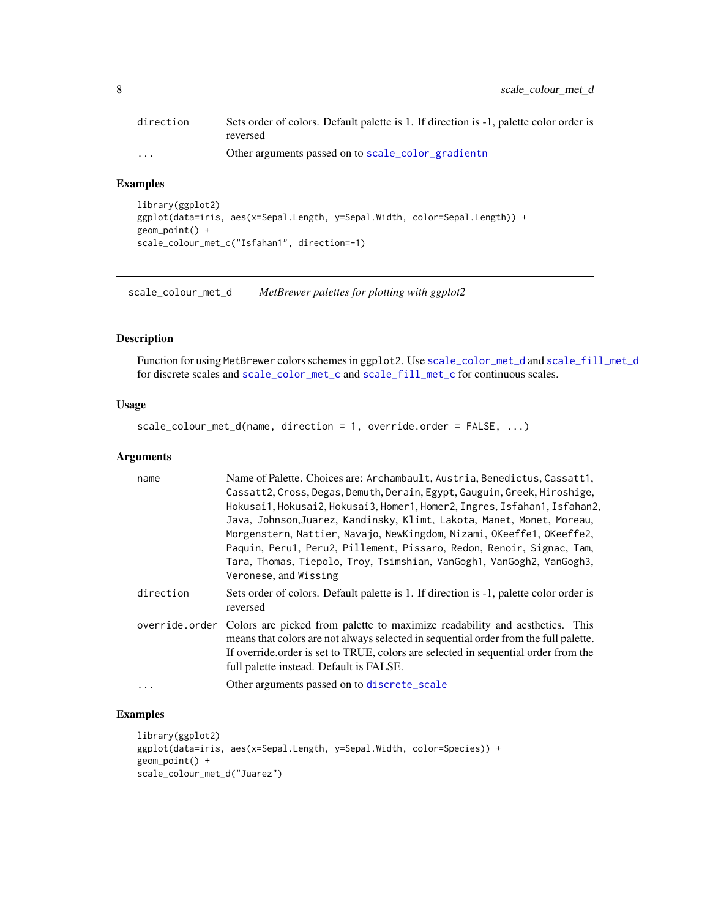| | |
|---|---|
| direction | Sets order of colors. Default palette is 1. If direction is -1, palette color order is reversed |
| ... | Other arguments passed on to scale_color_gradientn |

### Examples

```
library(ggplot2)
ggplot(data=iris, aes(x=Sepal.Length, y=Sepal.Width, color=Sepal.Length)) +
geom_point() +
scale_colour_met_c("Isfahan1", direction=-1)
```

---

## scale_colour_met_d    *MetBrewer palettes for plotting with ggplot2*

---

### Description

Function for using MetBrewer colors schemes in ggplot2. Use scale_color_met_d and scale_fill_met_d for discrete scales and scale_color_met_c and scale_fill_met_c for continuous scales.

### Usage

```
scale_colour_met_d(name, direction = 1, override.order = FALSE, ...)
```

### Arguments

| | |
|---|---|
| name | Name of Palette. Choices are: Archambault, Austria, Benedictus, Cassatt1, Cassatt2, Cross, Degas, Demuth, Derain, Egypt, Gauguin, Greek, Hiroshige, Hokusai1, Hokusai2, Hokusai3, Homer1, Homer2, Ingres, Isfahan1, Isfahan2, Java, Johnson,Juarez, Kandinsky, Klimt, Lakota, Manet, Monet, Moreau, Morgenstern, Nattier, Navajo, NewKingdom, Nizami, OKeeffe1, OKeeffe2, Paquin, Peru1, Peru2, Pillement, Pissaro, Redon, Renoir, Signac, Tam, Tara, Thomas, Tiepolo, Troy, Tsimshian, VanGogh1, VanGogh2, VanGogh3, Veronese, and Wissing |
| direction | Sets order of colors. Default palette is 1. If direction is -1, palette color order is reversed |
| override.order | Colors are picked from palette to maximize readability and aesthetics. This means that colors are not always selected in sequential order from the full palette. If override.order is set to TRUE, colors are selected in sequential order from the full palette instead. Default is FALSE. |
| ... | Other arguments passed on to discrete_scale |

### Examples

```
library(ggplot2)
ggplot(data=iris, aes(x=Sepal.Length, y=Sepal.Width, color=Species)) +
geom_point() +
scale_colour_met_d("Juarez")
```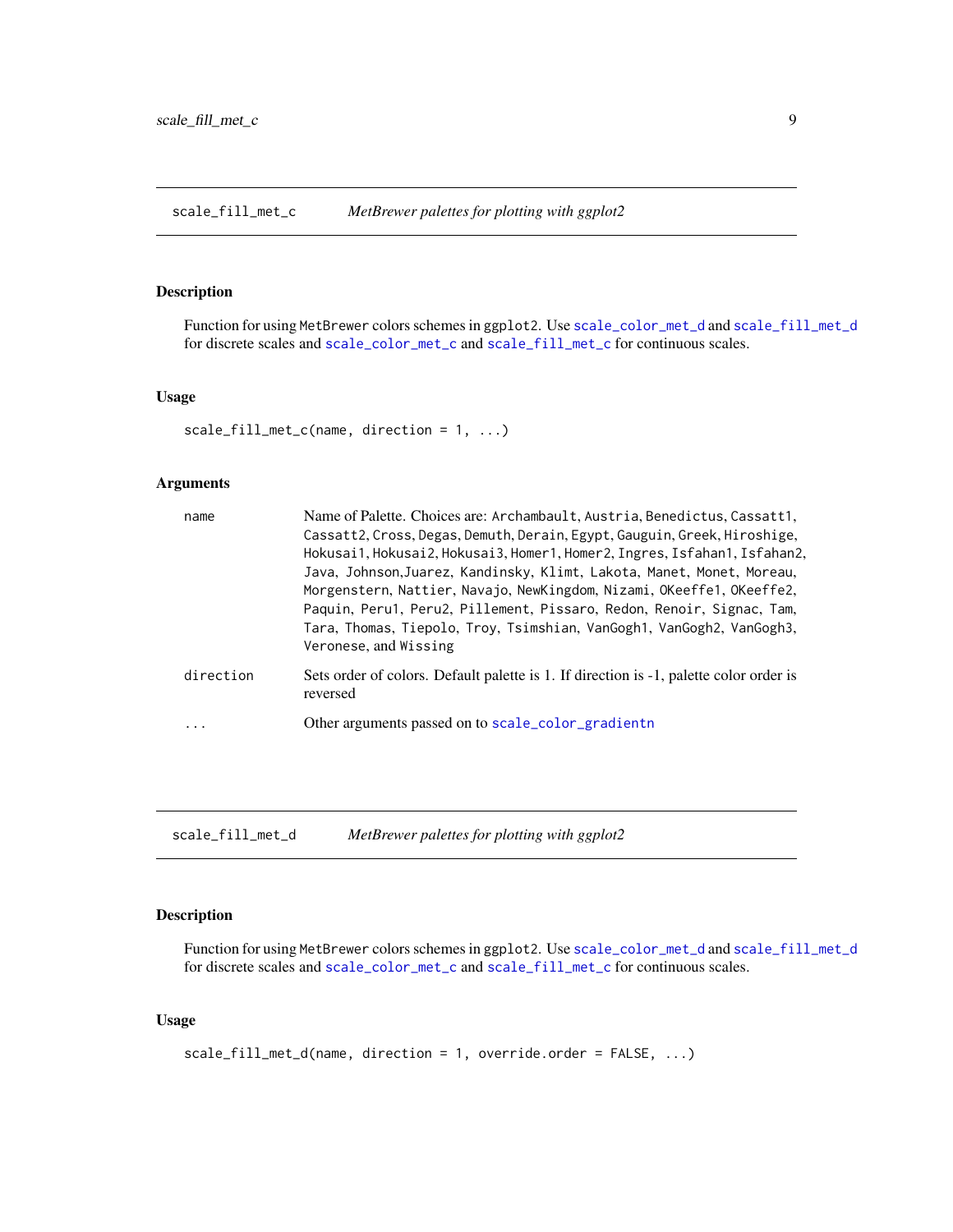## scale_fill_met_c — *MetBrewer palettes for plotting with ggplot2*

### Description

Function for using MetBrewer colors schemes in ggplot2. Use scale_color_met_d and scale_fill_met_d for discrete scales and scale_color_met_c and scale_fill_met_c for continuous scales.

### Usage

```
scale_fill_met_c(name, direction = 1, ...)
```

### Arguments

| | |
|---|---|
| name | Name of Palette. Choices are: Archambault, Austria, Benedictus, Cassatt1, Cassatt2, Cross, Degas, Demuth, Derain, Egypt, Gauguin, Greek, Hiroshige, Hokusai1, Hokusai2, Hokusai3, Homer1, Homer2, Ingres, Isfahan1, Isfahan2, Java, Johnson,Juarez, Kandinsky, Klimt, Lakota, Manet, Monet, Moreau, Morgenstern, Nattier, Navajo, NewKingdom, Nizami, OKeeffe1, OKeeffe2, Paquin, Peru1, Peru2, Pillement, Pissaro, Redon, Renoir, Signac, Tam, Tara, Thomas, Tiepolo, Troy, Tsimshian, VanGogh1, VanGogh2, VanGogh3, Veronese, and Wissing |
| direction | Sets order of colors. Default palette is 1. If direction is -1, palette color order is reversed |
| ... | Other arguments passed on to scale_color_gradientn |

## scale_fill_met_d — *MetBrewer palettes for plotting with ggplot2*

### Description

Function for using MetBrewer colors schemes in ggplot2. Use scale_color_met_d and scale_fill_met_d for discrete scales and scale_color_met_c and scale_fill_met_c for continuous scales.

### Usage

```
scale_fill_met_d(name, direction = 1, override.order = FALSE, ...)
```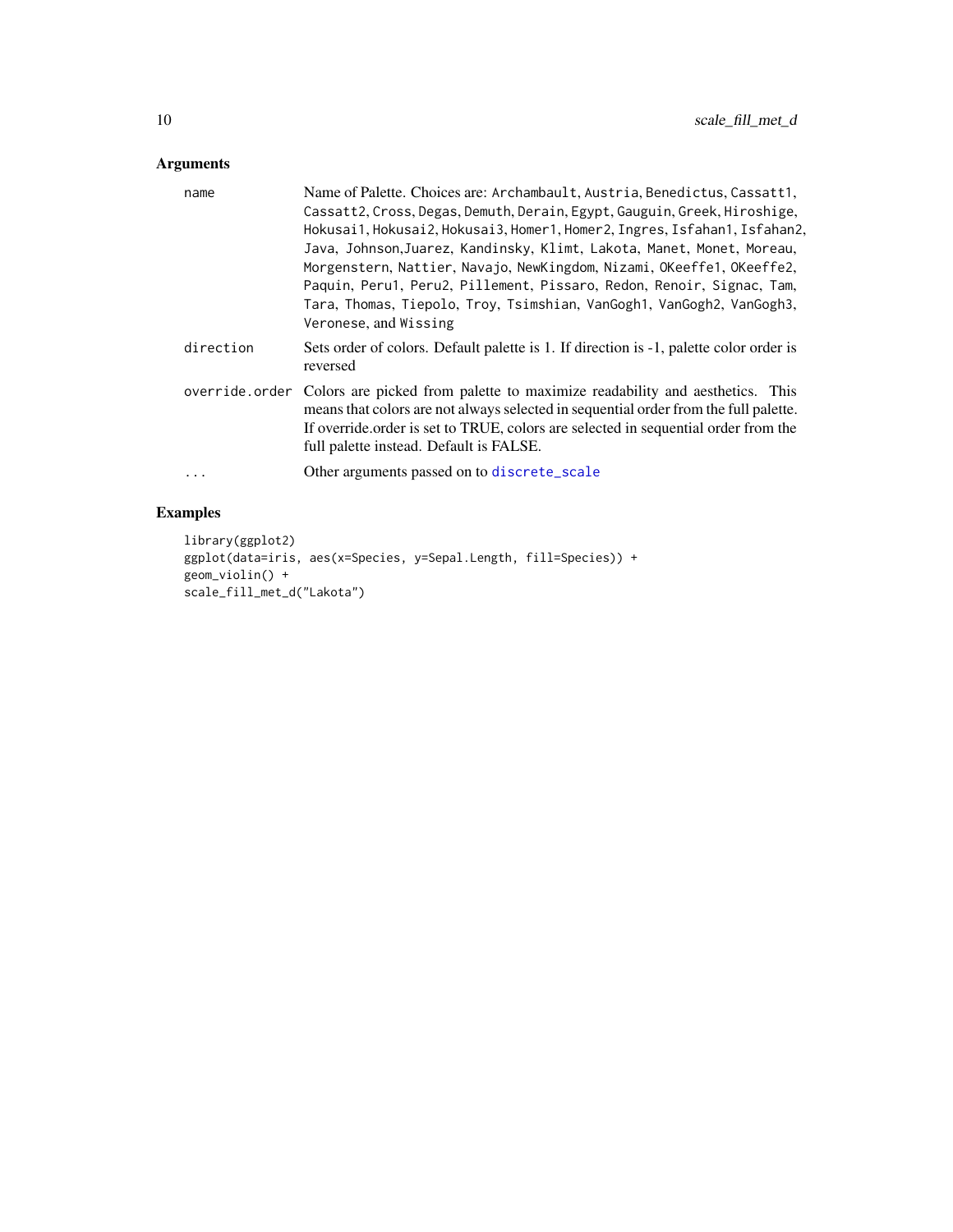## Arguments

| | |
|---|---|
| name | Name of Palette. Choices are: Archambault, Austria, Benedictus, Cassatt1, Cassatt2, Cross, Degas, Demuth, Derain, Egypt, Gauguin, Greek, Hiroshige, Hokusai1, Hokusai2, Hokusai3, Homer1, Homer2, Ingres, Isfahan1, Isfahan2, Java, Johnson,Juarez, Kandinsky, Klimt, Lakota, Manet, Monet, Moreau, Morgenstern, Nattier, Navajo, NewKingdom, Nizami, OKeeffe1, OKeeffe2, Paquin, Peru1, Peru2, Pillement, Pissaro, Redon, Renoir, Signac, Tam, Tara, Thomas, Tiepolo, Troy, Tsimshian, VanGogh1, VanGogh2, VanGogh3, Veronese, and Wissing |
| direction | Sets order of colors. Default palette is 1. If direction is -1, palette color order is reversed |
| override.order | Colors are picked from palette to maximize readability and aesthetics. This means that colors are not always selected in sequential order from the full palette. If override.order is set to TRUE, colors are selected in sequential order from the full palette instead. Default is FALSE. |
| ... | Other arguments passed on to discrete_scale |

## Examples

```
library(ggplot2)
ggplot(data=iris, aes(x=Species, y=Sepal.Length, fill=Species)) +
geom_violin() +
scale_fill_met_d("Lakota")
```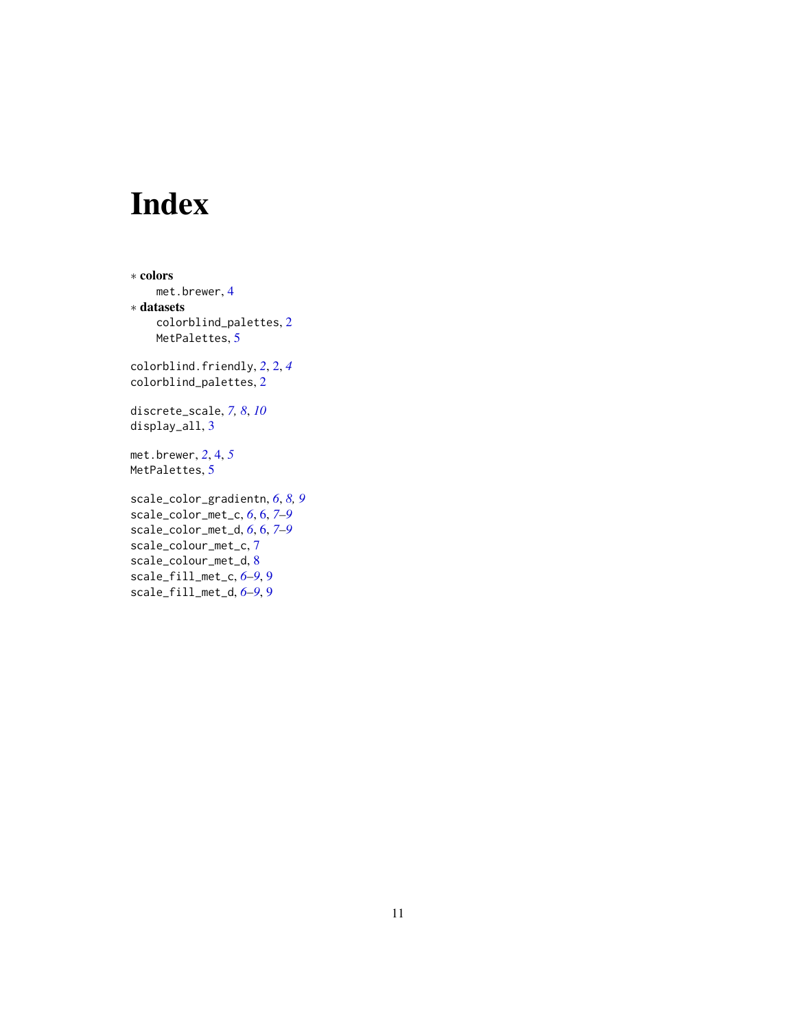# Index

∗ **colors**
    met.brewer, 4
∗ **datasets**
    colorblind_palettes, 2
    MetPalettes, 5

colorblind.friendly, *2*, 2, *4*
colorblind_palettes, 2

discrete_scale, *7, 8*, *10*
display_all, 3

met.brewer, *2*, 4, *5*
MetPalettes, 5

scale_color_gradientn, *6*, *8, 9*
scale_color_met_c, *6*, 6, *7–9*
scale_color_met_d, *6*, 6, *7–9*
scale_colour_met_c, 7
scale_colour_met_d, 8
scale_fill_met_c, *6–9*, 9
scale_fill_met_d, *6–9*, 9